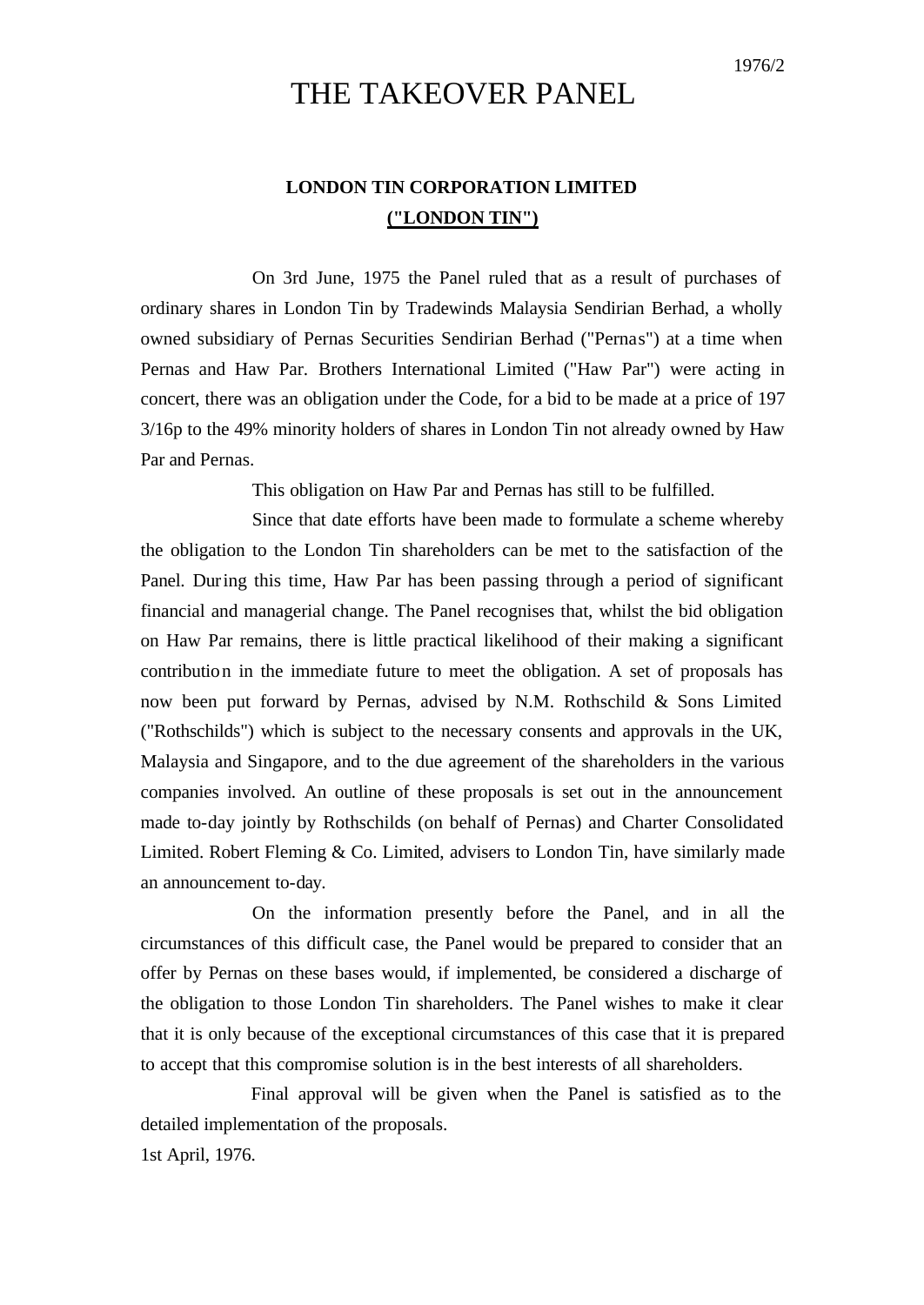1976/2

# THE TAKEOVER PANEL

## LONDON TIN CORPORATION LIMITED ("LONDON TIN")

On 3rd June, 1975 the Panel ruled that as a result of purchases of ordinary shares in London Tin by Tradewinds Malaysia Sendirian Berhad, a wholly owned subsidiary of Pernas Securities Sendirian Berhad ("Pernas") at a time when Pernas and Haw Par. Brothers International Limited ("Haw Par") were acting in concert, there was an obligation under the Code, for a bid to be made at a price of 197 3/16p to the 49% minority holders of shares in London Tin not already owned by Haw Par and Pernas.

This obligation on Haw Par and Pernas has still to be fulfilled.

Since that date efforts have been made to formulate a scheme whereby the obligation to the London Tin shareholders can be met to the satisfaction of the Panel. During this time, Haw Par has been passing through a period of significant financial and managerial change. The Panel recognises that, whilst the bid obligation on Haw Par remains, there is little practical likelihood of their making a significant contribution in the immediate future to meet the obligation. A set of proposals has now been put forward by Pernas, advised by N.M. Rothschild & Sons Limited ("Rothschilds") which is subject to the necessary consents and approvals in the UK, Malaysia and Singapore, and to the due agreement of the shareholders in the various companies involved. An outline of these proposals is set out in the announcement made to-day jointly by Rothschilds (on behalf of Pernas) and Charter Consolidated Limited. Robert Fleming & Co. Limited, advisers to London Tin, have similarly made an announcement to-day.

On the information presently before the Panel, and in all the circumstances of this difficult case, the Panel would be prepared to consider that an offer by Pernas on these bases would, if implemented, be considered a discharge of the obligation to those London Tin shareholders. The Panel wishes to make it clear that it is only because of the exceptional circumstances of this case that it is prepared to accept that this compromise solution is in the best interests of all shareholders.

Final approval will be given when the Panel is satisfied as to the detailed implementation of the proposals.

1st April, 1976.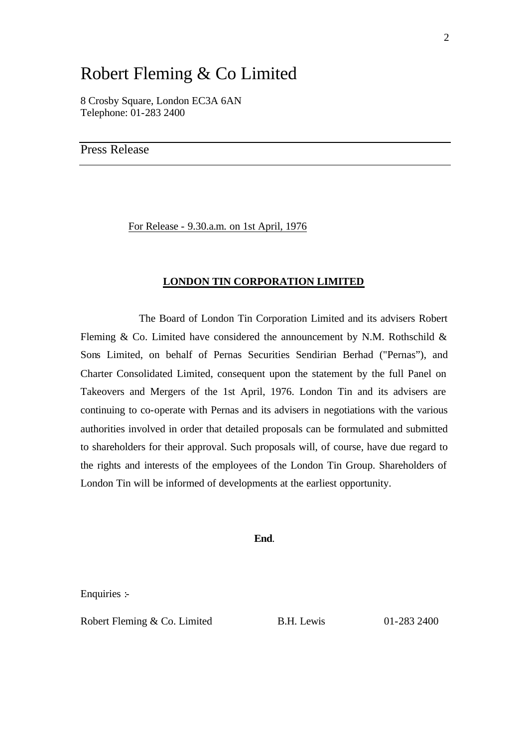# Robert Fleming & Co Limited

8 Crosby Square, London EC3A 6AN
Telephone: 01-283 2400

---

## Press Release

---

For Release - 9.30.a.m. on 1st April, 1976

**LONDON TIN CORPORATION LIMITED**

The Board of London Tin Corporation Limited and its advisers Robert Fleming & Co. Limited have considered the announcement by N.M. Rothschild & Sons Limited, on behalf of Pernas Securities Sendirian Berhad ("Pernas"), and Charter Consolidated Limited, consequent upon the statement by the full Panel on Takeovers and Mergers of the 1st April, 1976. London Tin and its advisers are continuing to co-operate with Pernas and its advisers in negotiations with the various authorities involved in order that detailed proposals can be formulated and submitted to shareholders for their approval. Such proposals will, of course, have due regard to the rights and interests of the employees of the London Tin Group. Shareholders of London Tin will be informed of developments at the earliest opportunity.

**End**.

Enquiries :-

Robert Fleming & Co. Limited B.H. Lewis 01-283 2400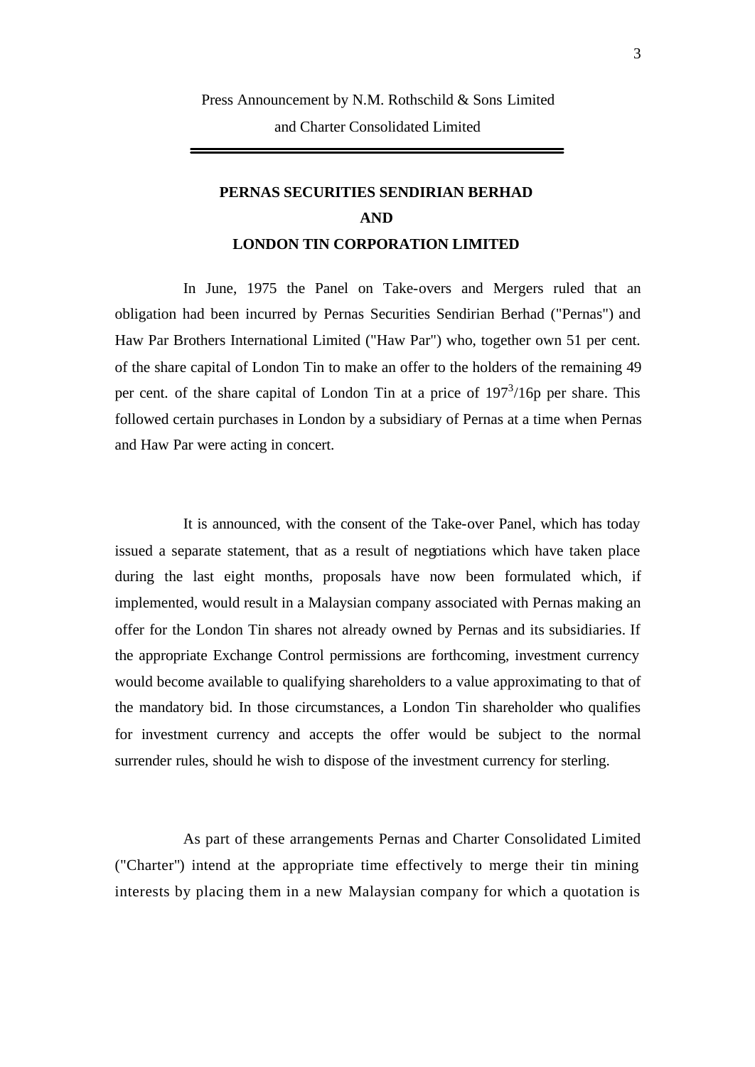Press Announcement by N.M. Rothschild & Sons Limited
and Charter Consolidated Limited

---

**PERNAS SECURITIES SENDIRIAN BERHAD**

**AND**

**LONDON TIN CORPORATION LIMITED**

In June, 1975 the Panel on Take-overs and Mergers ruled that an obligation had been incurred by Pernas Securities Sendirian Berhad ("Pernas") and Haw Par Brothers International Limited ("Haw Par") who, together own 51 per cent. of the share capital of London Tin to make an offer to the holders of the remaining 49 per cent. of the share capital of London Tin at a price of 197 3/16p per share. This followed certain purchases in London by a subsidiary of Pernas at a time when Pernas and Haw Par were acting in concert.

It is announced, with the consent of the Take-over Panel, which has today issued a separate statement, that as a result of negotiations which have taken place during the last eight months, proposals have now been formulated which, if implemented, would result in a Malaysian company associated with Pernas making an offer for the London Tin shares not already owned by Pernas and its subsidiaries. If the appropriate Exchange Control permissions are forthcoming, investment currency would become available to qualifying shareholders to a value approximating to that of the mandatory bid. In those circumstances, a London Tin shareholder who qualifies for investment currency and accepts the offer would be subject to the normal surrender rules, should he wish to dispose of the investment currency for sterling.

As part of these arrangements Pernas and Charter Consolidated Limited ("Charter") intend at the appropriate time effectively to merge their tin mining interests by placing them in a new Malaysian company for which a quotation is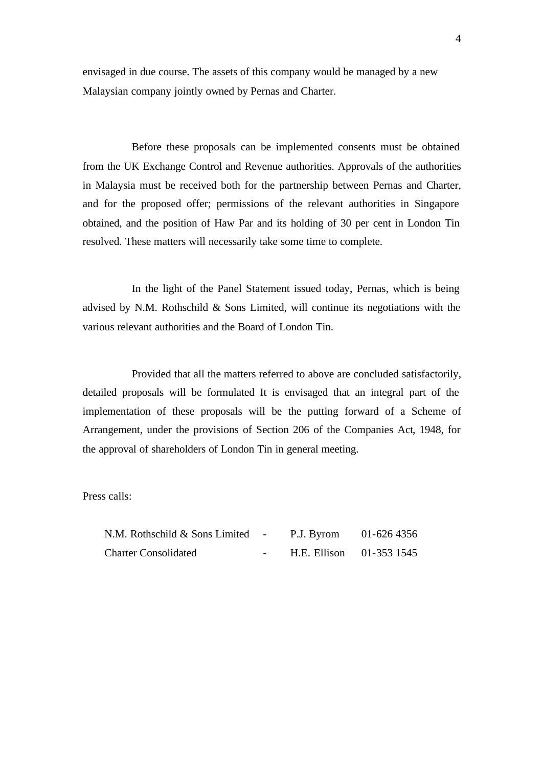envisaged in due course. The assets of this company would be managed by a new Malaysian company jointly owned by Pernas and Charter.

Before these proposals can be implemented consents must be obtained from the UK Exchange Control and Revenue authorities. Approvals of the authorities in Malaysia must be received both for the partnership between Pernas and Charter, and for the proposed offer; permissions of the relevant authorities in Singapore obtained, and the position of Haw Par and its holding of 30 per cent in London Tin resolved. These matters will necessarily take some time to complete.

In the light of the Panel Statement issued today, Pernas, which is being advised by N.M. Rothschild & Sons Limited, will continue its negotiations with the various relevant authorities and the Board of London Tin.

Provided that all the matters referred to above are concluded satisfactorily, detailed proposals will be formulated It is envisaged that an integral part of the implementation of these proposals will be the putting forward of a Scheme of Arrangement, under the provisions of Section 206 of the Companies Act, 1948, for the approval of shareholders of London Tin in general meeting.

Press calls:

| | | | |
|---|---|---|---|
| N.M. Rothschild & Sons Limited | - | P.J. Byrom | 01-626 4356 |
| Charter Consolidated | - | H.E. Ellison | 01-353 1545 |